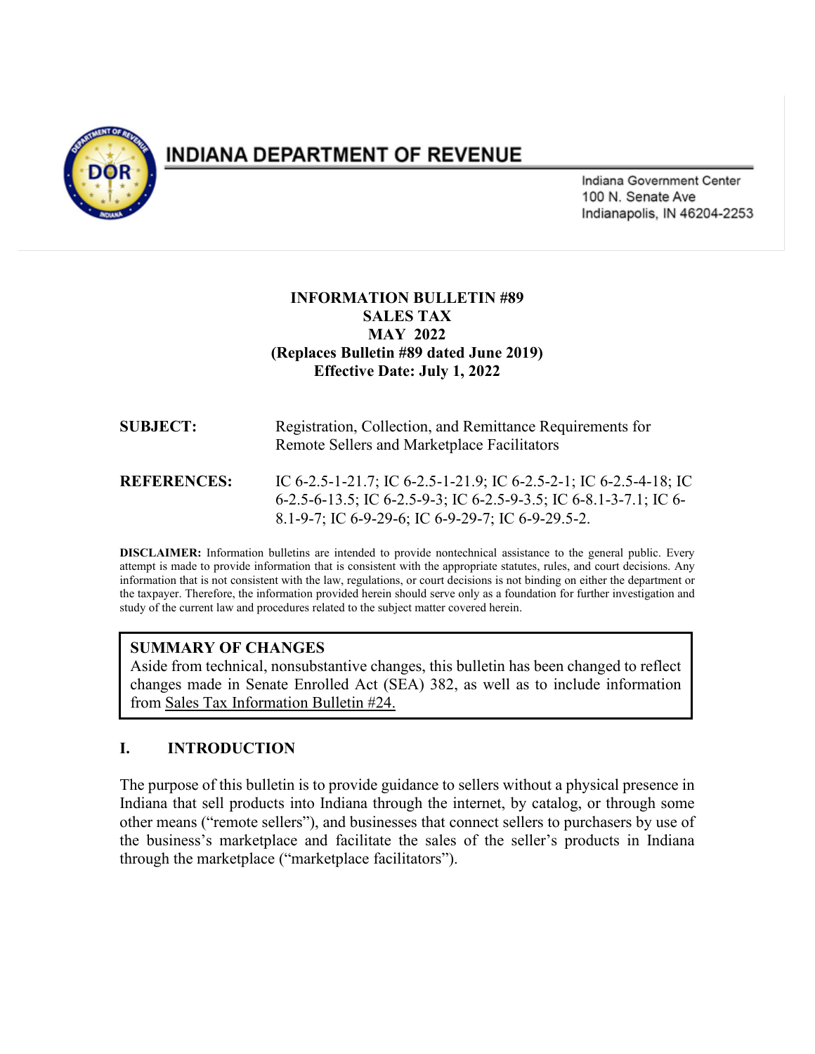# INDIANA DEPARTMENT OF REVENUE

Indiana Government Center
100 N. Senate Ave
Indianapolis, IN 46204-2253

**INFORMATION BULLETIN #89**
**SALES TAX**
**MAY 2022**
**(Replaces Bulletin #89 dated June 2019)**
**Effective Date: July 1, 2022**

**SUBJECT:** Registration, Collection, and Remittance Requirements for Remote Sellers and Marketplace Facilitators

**REFERENCES:** IC 6-2.5-1-21.7; IC 6-2.5-1-21.9; IC 6-2.5-2-1; IC 6-2.5-4-18; IC 6-2.5-6-13.5; IC 6-2.5-9-3; IC 6-2.5-9-3.5; IC 6-8.1-3-7.1; IC 6-8.1-9-7; IC 6-9-29-6; IC 6-9-29-7; IC 6-9-29.5-2.

**DISCLAIMER:** Information bulletins are intended to provide nontechnical assistance to the general public. Every attempt is made to provide information that is consistent with the appropriate statutes, rules, and court decisions. Any information that is not consistent with the law, regulations, or court decisions is not binding on either the department or the taxpayer. Therefore, the information provided herein should serve only as a foundation for further investigation and study of the current law and procedures related to the subject matter covered herein.

> **SUMMARY OF CHANGES**
> Aside from technical, nonsubstantive changes, this bulletin has been changed to reflect changes made in Senate Enrolled Act (SEA) 382, as well as to include information from Sales Tax Information Bulletin #24.

## I. INTRODUCTION

The purpose of this bulletin is to provide guidance to sellers without a physical presence in Indiana that sell products into Indiana through the internet, by catalog, or through some other means ("remote sellers"), and businesses that connect sellers to purchasers by use of the business's marketplace and facilitate the sales of the seller's products in Indiana through the marketplace ("marketplace facilitators").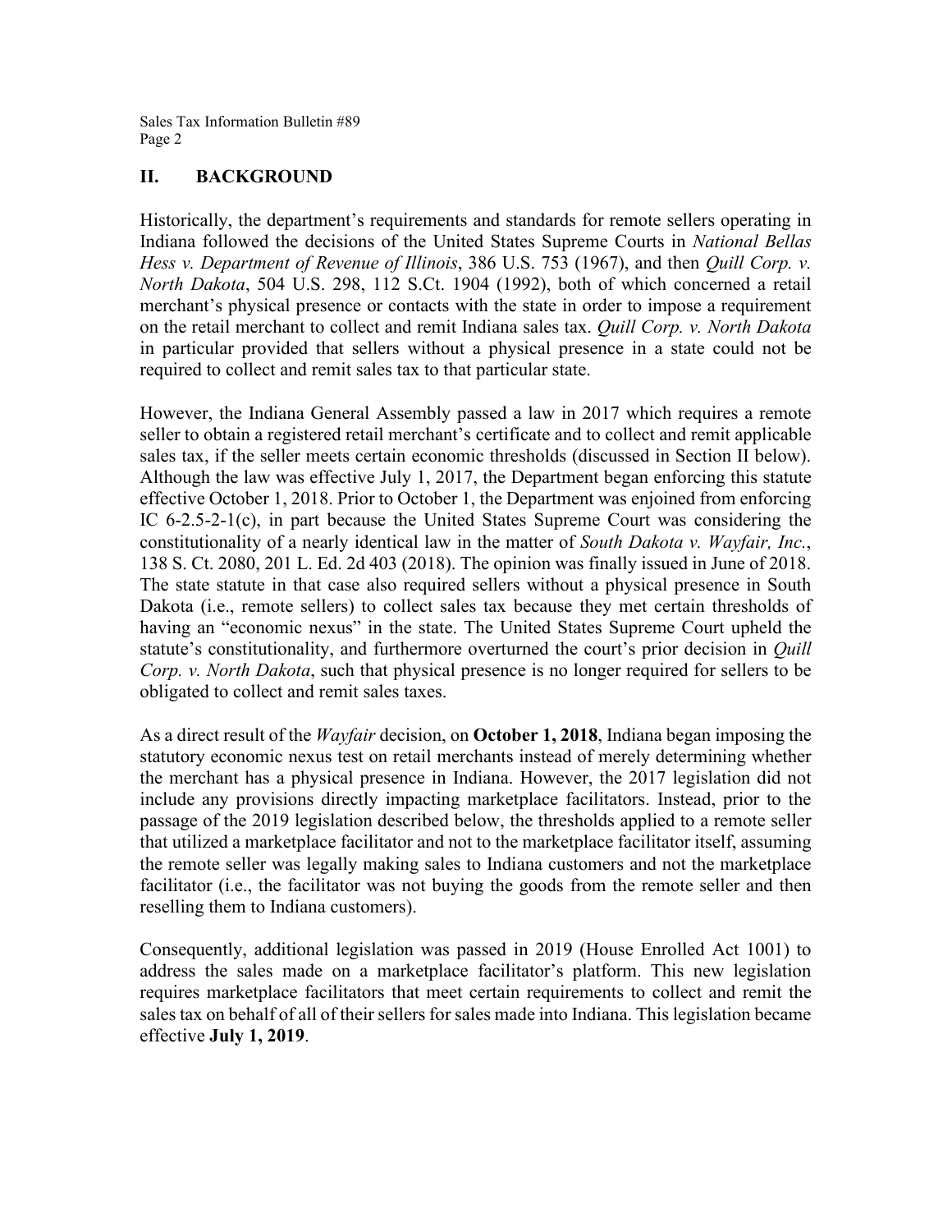## II. BACKGROUND

Historically, the department's requirements and standards for remote sellers operating in Indiana followed the decisions of the United States Supreme Courts in *National Bellas Hess v. Department of Revenue of Illinois*, 386 U.S. 753 (1967), and then *Quill Corp. v. North Dakota*, 504 U.S. 298, 112 S.Ct. 1904 (1992), both of which concerned a retail merchant's physical presence or contacts with the state in order to impose a requirement on the retail merchant to collect and remit Indiana sales tax. *Quill Corp. v. North Dakota* in particular provided that sellers without a physical presence in a state could not be required to collect and remit sales tax to that particular state.

However, the Indiana General Assembly passed a law in 2017 which requires a remote seller to obtain a registered retail merchant's certificate and to collect and remit applicable sales tax, if the seller meets certain economic thresholds (discussed in Section II below). Although the law was effective July 1, 2017, the Department began enforcing this statute effective October 1, 2018. Prior to October 1, the Department was enjoined from enforcing IC 6-2.5-2-1(c), in part because the United States Supreme Court was considering the constitutionality of a nearly identical law in the matter of *South Dakota v. Wayfair, Inc.*, 138 S. Ct. 2080, 201 L. Ed. 2d 403 (2018). The opinion was finally issued in June of 2018. The state statute in that case also required sellers without a physical presence in South Dakota (i.e., remote sellers) to collect sales tax because they met certain thresholds of having an "economic nexus" in the state. The United States Supreme Court upheld the statute's constitutionality, and furthermore overturned the court's prior decision in *Quill Corp. v. North Dakota*, such that physical presence is no longer required for sellers to be obligated to collect and remit sales taxes.

As a direct result of the *Wayfair* decision, on **October 1, 2018**, Indiana began imposing the statutory economic nexus test on retail merchants instead of merely determining whether the merchant has a physical presence in Indiana. However, the 2017 legislation did not include any provisions directly impacting marketplace facilitators. Instead, prior to the passage of the 2019 legislation described below, the thresholds applied to a remote seller that utilized a marketplace facilitator and not to the marketplace facilitator itself, assuming the remote seller was legally making sales to Indiana customers and not the marketplace facilitator (i.e., the facilitator was not buying the goods from the remote seller and then reselling them to Indiana customers).

Consequently, additional legislation was passed in 2019 (House Enrolled Act 1001) to address the sales made on a marketplace facilitator's platform. This new legislation requires marketplace facilitators that meet certain requirements to collect and remit the sales tax on behalf of all of their sellers for sales made into Indiana. This legislation became effective **July 1, 2019**.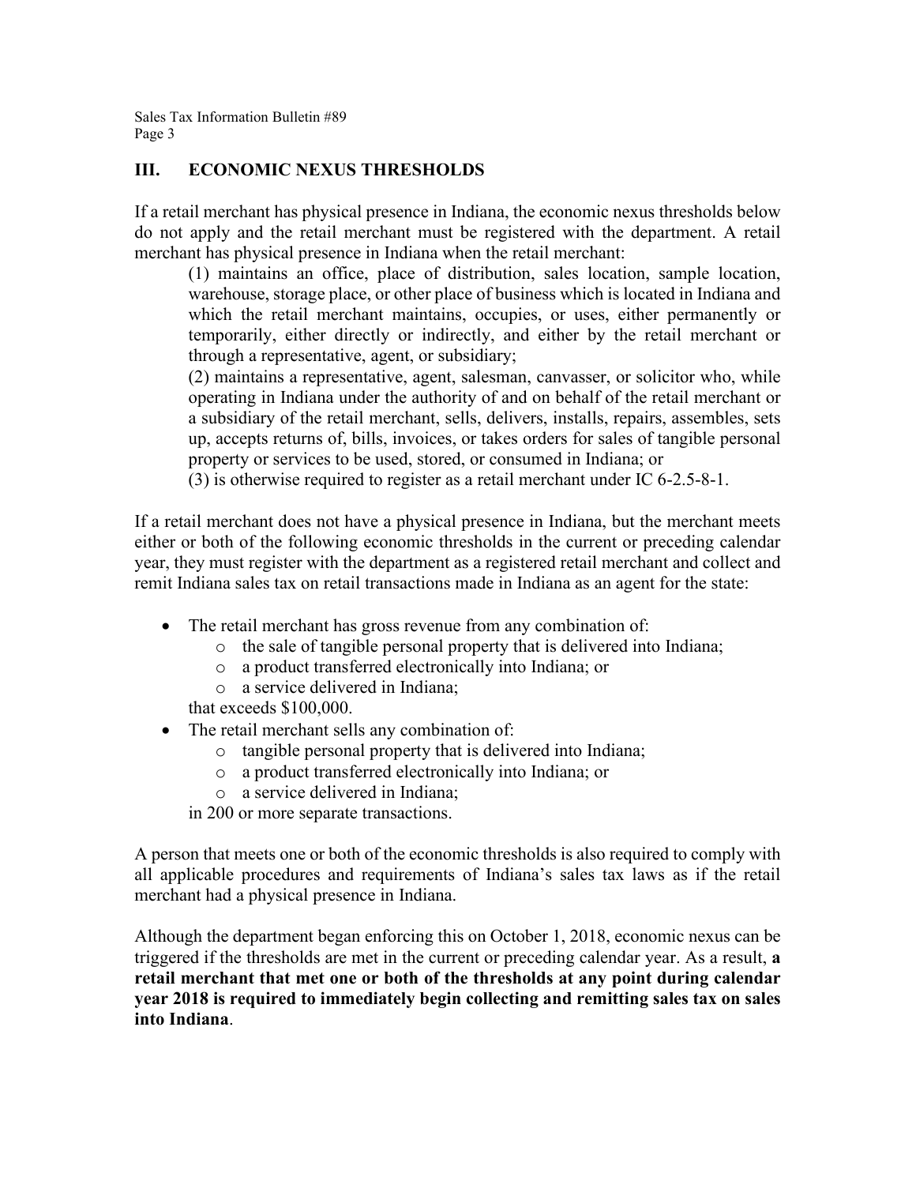## III. ECONOMIC NEXUS THRESHOLDS

If a retail merchant has physical presence in Indiana, the economic nexus thresholds below do not apply and the retail merchant must be registered with the department. A retail merchant has physical presence in Indiana when the retail merchant:

(1) maintains an office, place of distribution, sales location, sample location, warehouse, storage place, or other place of business which is located in Indiana and which the retail merchant maintains, occupies, or uses, either permanently or temporarily, either directly or indirectly, and either by the retail merchant or through a representative, agent, or subsidiary;

(2) maintains a representative, agent, salesman, canvasser, or solicitor who, while operating in Indiana under the authority of and on behalf of the retail merchant or a subsidiary of the retail merchant, sells, delivers, installs, repairs, assembles, sets up, accepts returns of, bills, invoices, or takes orders for sales of tangible personal property or services to be used, stored, or consumed in Indiana; or

(3) is otherwise required to register as a retail merchant under IC 6-2.5-8-1.

If a retail merchant does not have a physical presence in Indiana, but the merchant meets either or both of the following economic thresholds in the current or preceding calendar year, they must register with the department as a registered retail merchant and collect and remit Indiana sales tax on retail transactions made in Indiana as an agent for the state:

- The retail merchant has gross revenue from any combination of:
  - the sale of tangible personal property that is delivered into Indiana;
  - a product transferred electronically into Indiana; or
  - a service delivered in Indiana;

  that exceeds $100,000.
- The retail merchant sells any combination of:
  - tangible personal property that is delivered into Indiana;
  - a product transferred electronically into Indiana; or
  - a service delivered in Indiana;

  in 200 or more separate transactions.

A person that meets one or both of the economic thresholds is also required to comply with all applicable procedures and requirements of Indiana's sales tax laws as if the retail merchant had a physical presence in Indiana.

Although the department began enforcing this on October 1, 2018, economic nexus can be triggered if the thresholds are met in the current or preceding calendar year. As a result, **a retail merchant that met one or both of the thresholds at any point during calendar year 2018 is required to immediately begin collecting and remitting sales tax on sales into Indiana**.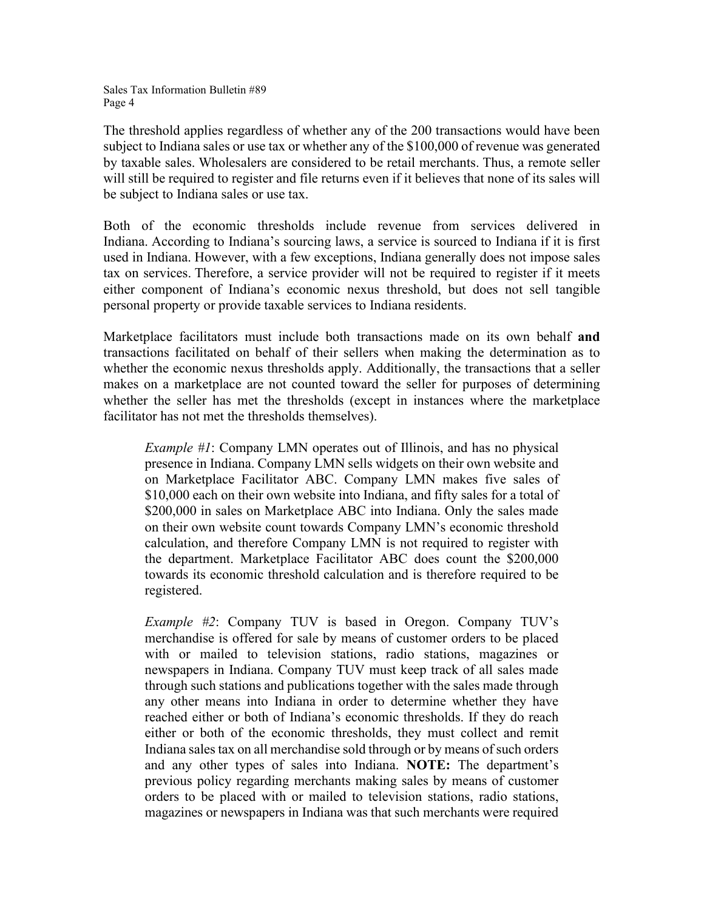The threshold applies regardless of whether any of the 200 transactions would have been subject to Indiana sales or use tax or whether any of the $100,000 of revenue was generated by taxable sales. Wholesalers are considered to be retail merchants. Thus, a remote seller will still be required to register and file returns even if it believes that none of its sales will be subject to Indiana sales or use tax.

Both of the economic thresholds include revenue from services delivered in Indiana. According to Indiana's sourcing laws, a service is sourced to Indiana if it is first used in Indiana. However, with a few exceptions, Indiana generally does not impose sales tax on services. Therefore, a service provider will not be required to register if it meets either component of Indiana's economic nexus threshold, but does not sell tangible personal property or provide taxable services to Indiana residents.

Marketplace facilitators must include both transactions made on its own behalf **and** transactions facilitated on behalf of their sellers when making the determination as to whether the economic nexus thresholds apply. Additionally, the transactions that a seller makes on a marketplace are not counted toward the seller for purposes of determining whether the seller has met the thresholds (except in instances where the marketplace facilitator has not met the thresholds themselves).

> *Example #1*: Company LMN operates out of Illinois, and has no physical presence in Indiana. Company LMN sells widgets on their own website and on Marketplace Facilitator ABC. Company LMN makes five sales of $10,000 each on their own website into Indiana, and fifty sales for a total of $200,000 in sales on Marketplace ABC into Indiana. Only the sales made on their own website count towards Company LMN's economic threshold calculation, and therefore Company LMN is not required to register with the department. Marketplace Facilitator ABC does count the $200,000 towards its economic threshold calculation and is therefore required to be registered.

> *Example #2*: Company TUV is based in Oregon. Company TUV's merchandise is offered for sale by means of customer orders to be placed with or mailed to television stations, radio stations, magazines or newspapers in Indiana. Company TUV must keep track of all sales made through such stations and publications together with the sales made through any other means into Indiana in order to determine whether they have reached either or both of Indiana's economic thresholds. If they do reach either or both of the economic thresholds, they must collect and remit Indiana sales tax on all merchandise sold through or by means of such orders and any other types of sales into Indiana. **NOTE:** The department's previous policy regarding merchants making sales by means of customer orders to be placed with or mailed to television stations, radio stations, magazines or newspapers in Indiana was that such merchants were required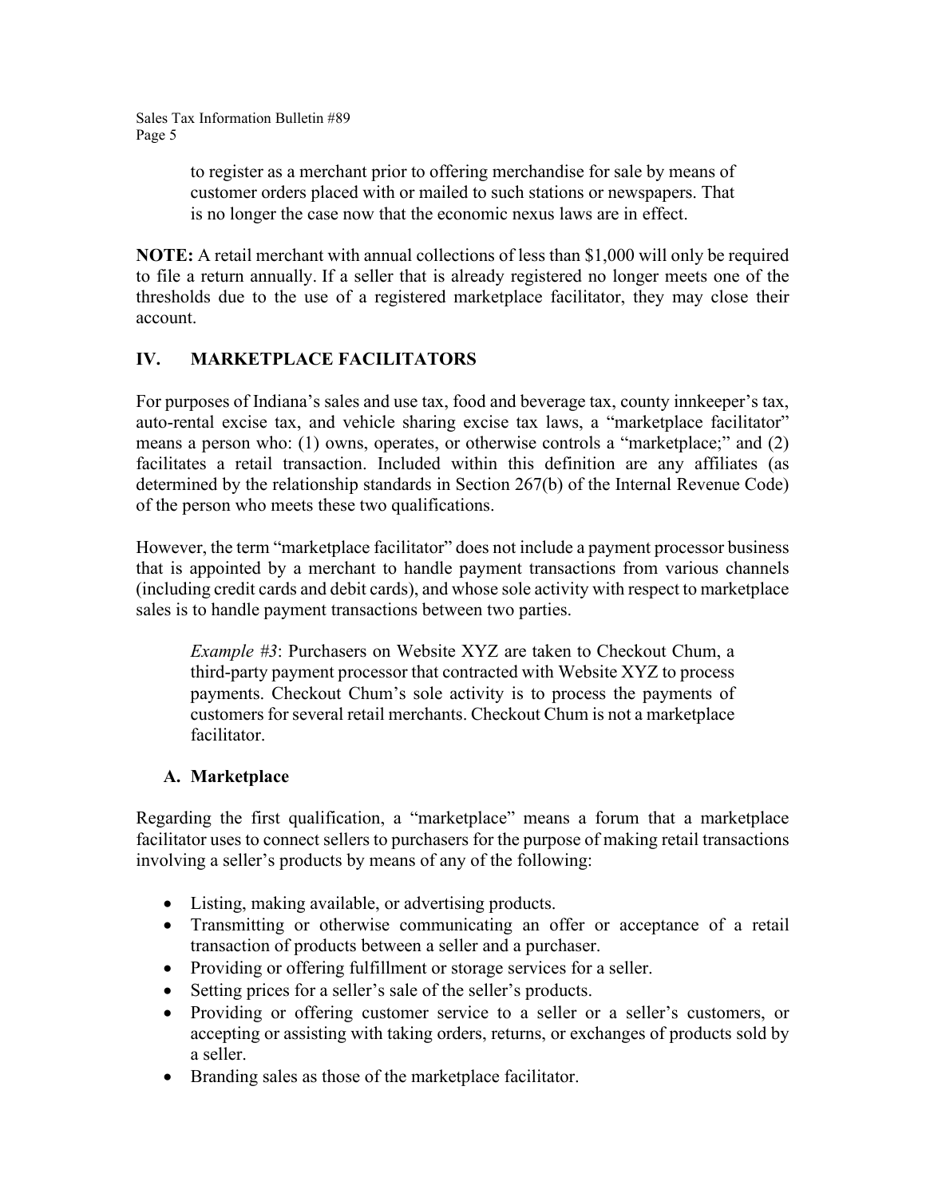to register as a merchant prior to offering merchandise for sale by means of customer orders placed with or mailed to such stations or newspapers. That is no longer the case now that the economic nexus laws are in effect.

**NOTE:** A retail merchant with annual collections of less than $1,000 will only be required to file a return annually. If a seller that is already registered no longer meets one of the thresholds due to the use of a registered marketplace facilitator, they may close their account.

## IV. MARKETPLACE FACILITATORS

For purposes of Indiana's sales and use tax, food and beverage tax, county innkeeper's tax, auto-rental excise tax, and vehicle sharing excise tax laws, a "marketplace facilitator" means a person who: (1) owns, operates, or otherwise controls a "marketplace;" and (2) facilitates a retail transaction. Included within this definition are any affiliates (as determined by the relationship standards in Section 267(b) of the Internal Revenue Code) of the person who meets these two qualifications.

However, the term "marketplace facilitator" does not include a payment processor business that is appointed by a merchant to handle payment transactions from various channels (including credit cards and debit cards), and whose sole activity with respect to marketplace sales is to handle payment transactions between two parties.

> *Example #3*: Purchasers on Website XYZ are taken to Checkout Chum, a third-party payment processor that contracted with Website XYZ to process payments. Checkout Chum's sole activity is to process the payments of customers for several retail merchants. Checkout Chum is not a marketplace facilitator.

### A. Marketplace

Regarding the first qualification, a "marketplace" means a forum that a marketplace facilitator uses to connect sellers to purchasers for the purpose of making retail transactions involving a seller's products by means of any of the following:

- Listing, making available, or advertising products.
- Transmitting or otherwise communicating an offer or acceptance of a retail transaction of products between a seller and a purchaser.
- Providing or offering fulfillment or storage services for a seller.
- Setting prices for a seller's sale of the seller's products.
- Providing or offering customer service to a seller or a seller's customers, or accepting or assisting with taking orders, returns, or exchanges of products sold by a seller.
- Branding sales as those of the marketplace facilitator.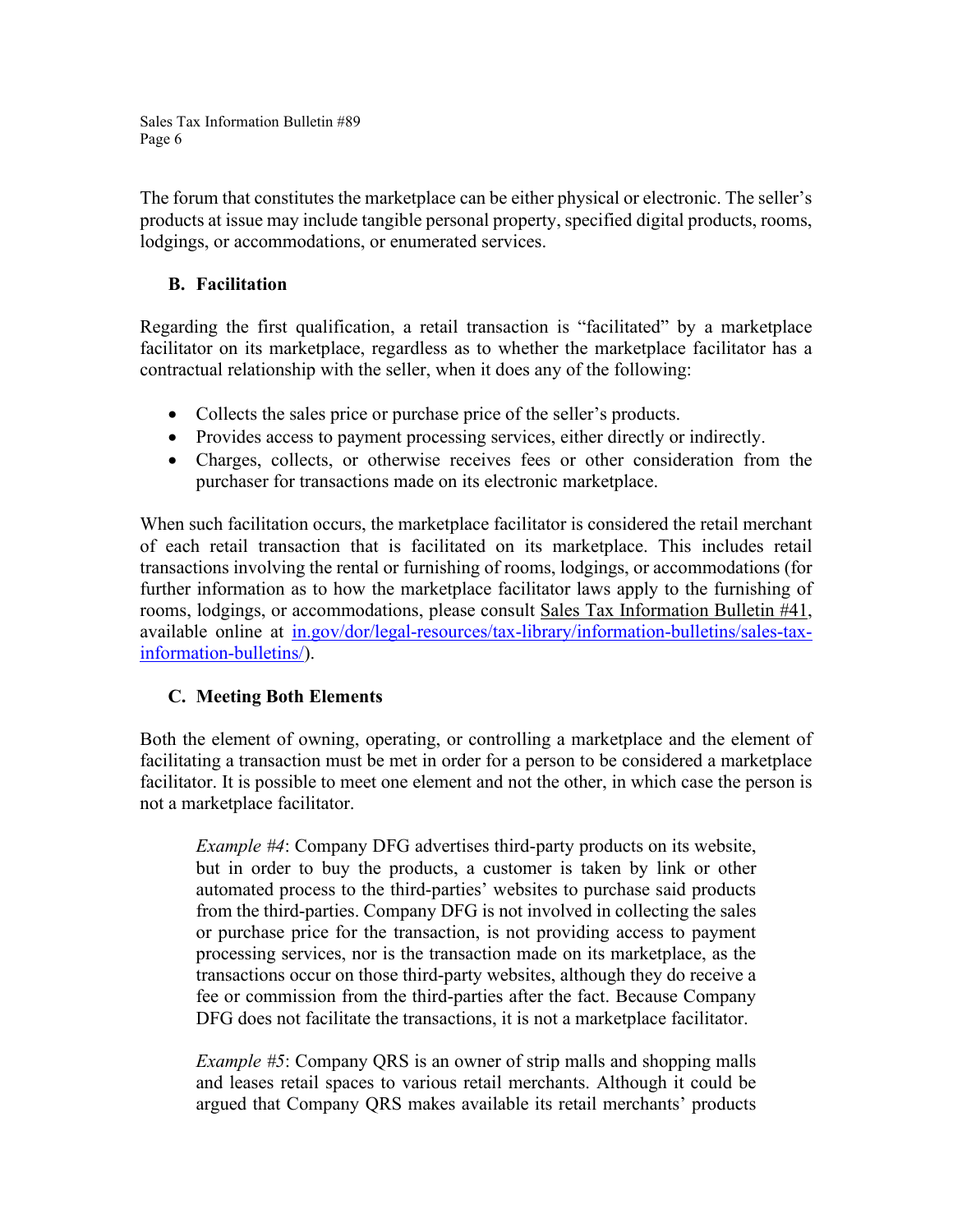The forum that constitutes the marketplace can be either physical or electronic. The seller's products at issue may include tangible personal property, specified digital products, rooms, lodgings, or accommodations, or enumerated services.

### B. Facilitation

Regarding the first qualification, a retail transaction is "facilitated" by a marketplace facilitator on its marketplace, regardless as to whether the marketplace facilitator has a contractual relationship with the seller, when it does any of the following:

- Collects the sales price or purchase price of the seller's products.
- Provides access to payment processing services, either directly or indirectly.
- Charges, collects, or otherwise receives fees or other consideration from the purchaser for transactions made on its electronic marketplace.

When such facilitation occurs, the marketplace facilitator is considered the retail merchant of each retail transaction that is facilitated on its marketplace. This includes retail transactions involving the rental or furnishing of rooms, lodgings, or accommodations (for further information as to how the marketplace facilitator laws apply to the furnishing of rooms, lodgings, or accommodations, please consult Sales Tax Information Bulletin #41, available online at [in.gov/dor/legal-resources/tax-library/information-bulletins/sales-tax-information-bulletins/](in.gov/dor/legal-resources/tax-library/information-bulletins/sales-tax-information-bulletins/)).

### C. Meeting Both Elements

Both the element of owning, operating, or controlling a marketplace and the element of facilitating a transaction must be met in order for a person to be considered a marketplace facilitator. It is possible to meet one element and not the other, in which case the person is not a marketplace facilitator.

> *Example #4*: Company DFG advertises third-party products on its website, but in order to buy the products, a customer is taken by link or other automated process to the third-parties' websites to purchase said products from the third-parties. Company DFG is not involved in collecting the sales or purchase price for the transaction, is not providing access to payment processing services, nor is the transaction made on its marketplace, as the transactions occur on those third-party websites, although they do receive a fee or commission from the third-parties after the fact. Because Company DFG does not facilitate the transactions, it is not a marketplace facilitator.

> *Example #5*: Company QRS is an owner of strip malls and shopping malls and leases retail spaces to various retail merchants. Although it could be argued that Company QRS makes available its retail merchants' products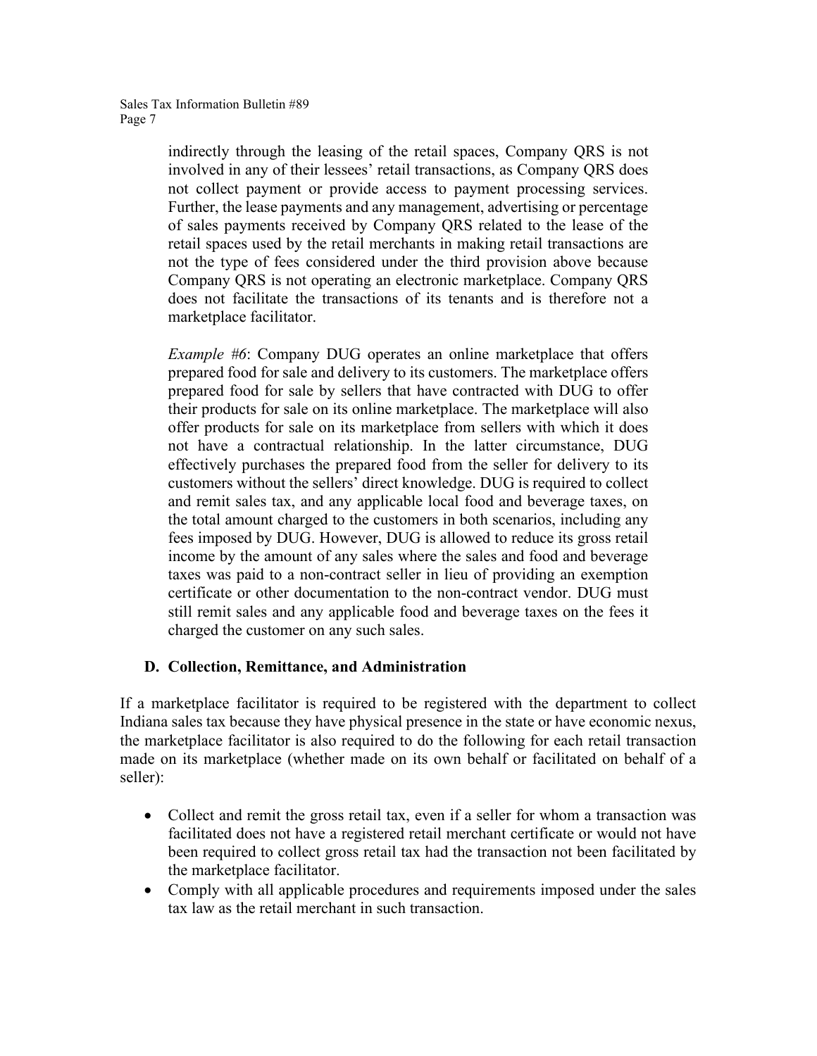indirectly through the leasing of the retail spaces, Company QRS is not involved in any of their lessees' retail transactions, as Company QRS does not collect payment or provide access to payment processing services. Further, the lease payments and any management, advertising or percentage of sales payments received by Company QRS related to the lease of the retail spaces used by the retail merchants in making retail transactions are not the type of fees considered under the third provision above because Company QRS is not operating an electronic marketplace. Company QRS does not facilitate the transactions of its tenants and is therefore not a marketplace facilitator.

*Example #6*: Company DUG operates an online marketplace that offers prepared food for sale and delivery to its customers. The marketplace offers prepared food for sale by sellers that have contracted with DUG to offer their products for sale on its online marketplace. The marketplace will also offer products for sale on its marketplace from sellers with which it does not have a contractual relationship. In the latter circumstance, DUG effectively purchases the prepared food from the seller for delivery to its customers without the sellers' direct knowledge. DUG is required to collect and remit sales tax, and any applicable local food and beverage taxes, on the total amount charged to the customers in both scenarios, including any fees imposed by DUG. However, DUG is allowed to reduce its gross retail income by the amount of any sales where the sales and food and beverage taxes was paid to a non-contract seller in lieu of providing an exemption certificate or other documentation to the non-contract vendor. DUG must still remit sales and any applicable food and beverage taxes on the fees it charged the customer on any such sales.

### D. Collection, Remittance, and Administration

If a marketplace facilitator is required to be registered with the department to collect Indiana sales tax because they have physical presence in the state or have economic nexus, the marketplace facilitator is also required to do the following for each retail transaction made on its marketplace (whether made on its own behalf or facilitated on behalf of a seller):

- Collect and remit the gross retail tax, even if a seller for whom a transaction was facilitated does not have a registered retail merchant certificate or would not have been required to collect gross retail tax had the transaction not been facilitated by the marketplace facilitator.
- Comply with all applicable procedures and requirements imposed under the sales tax law as the retail merchant in such transaction.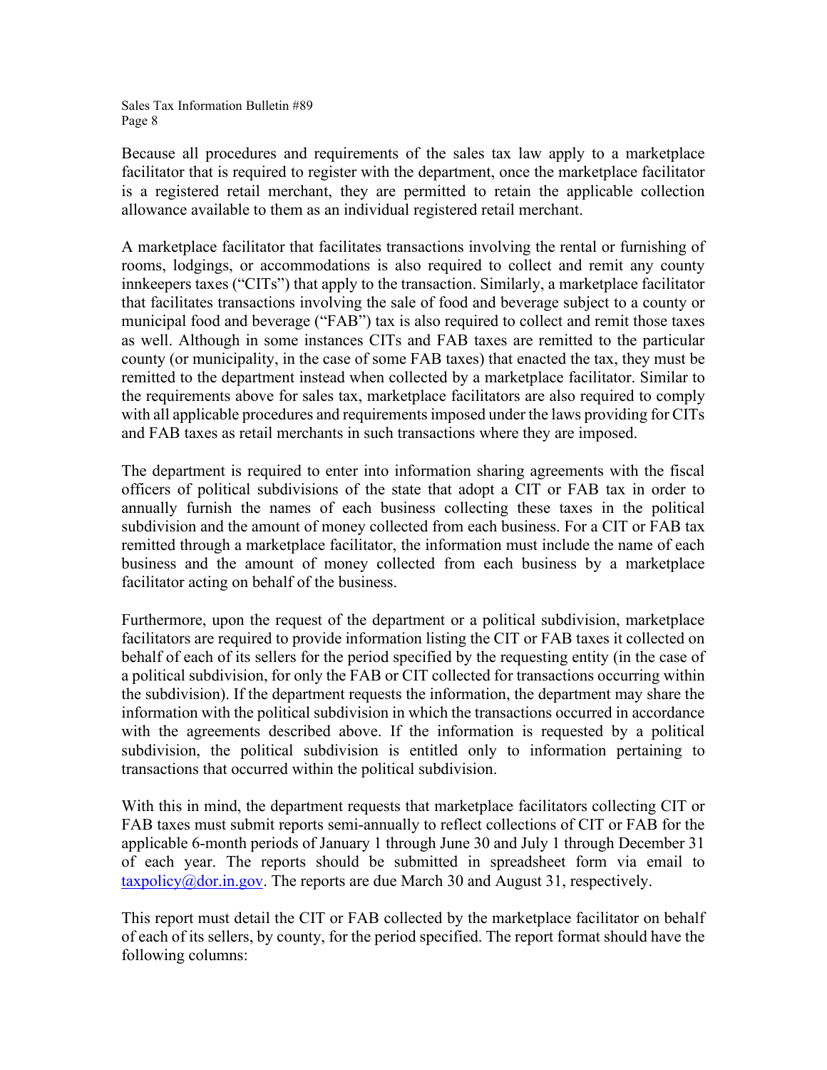Because all procedures and requirements of the sales tax law apply to a marketplace facilitator that is required to register with the department, once the marketplace facilitator is a registered retail merchant, they are permitted to retain the applicable collection allowance available to them as an individual registered retail merchant.

A marketplace facilitator that facilitates transactions involving the rental or furnishing of rooms, lodgings, or accommodations is also required to collect and remit any county innkeepers taxes ("CITs") that apply to the transaction. Similarly, a marketplace facilitator that facilitates transactions involving the sale of food and beverage subject to a county or municipal food and beverage ("FAB") tax is also required to collect and remit those taxes as well. Although in some instances CITs and FAB taxes are remitted to the particular county (or municipality, in the case of some FAB taxes) that enacted the tax, they must be remitted to the department instead when collected by a marketplace facilitator. Similar to the requirements above for sales tax, marketplace facilitators are also required to comply with all applicable procedures and requirements imposed under the laws providing for CITs and FAB taxes as retail merchants in such transactions where they are imposed.

The department is required to enter into information sharing agreements with the fiscal officers of political subdivisions of the state that adopt a CIT or FAB tax in order to annually furnish the names of each business collecting these taxes in the political subdivision and the amount of money collected from each business. For a CIT or FAB tax remitted through a marketplace facilitator, the information must include the name of each business and the amount of money collected from each business by a marketplace facilitator acting on behalf of the business.

Furthermore, upon the request of the department or a political subdivision, marketplace facilitators are required to provide information listing the CIT or FAB taxes it collected on behalf of each of its sellers for the period specified by the requesting entity (in the case of a political subdivision, for only the FAB or CIT collected for transactions occurring within the subdivision). If the department requests the information, the department may share the information with the political subdivision in which the transactions occurred in accordance with the agreements described above. If the information is requested by a political subdivision, the political subdivision is entitled only to information pertaining to transactions that occurred within the political subdivision.

With this in mind, the department requests that marketplace facilitators collecting CIT or FAB taxes must submit reports semi-annually to reflect collections of CIT or FAB for the applicable 6-month periods of January 1 through June 30 and July 1 through December 31 of each year. The reports should be submitted in spreadsheet form via email to [taxpolicy@dor.in.gov](mailto:taxpolicy@dor.in.gov). The reports are due March 30 and August 31, respectively.

This report must detail the CIT or FAB collected by the marketplace facilitator on behalf of each of its sellers, by county, for the period specified. The report format should have the following columns: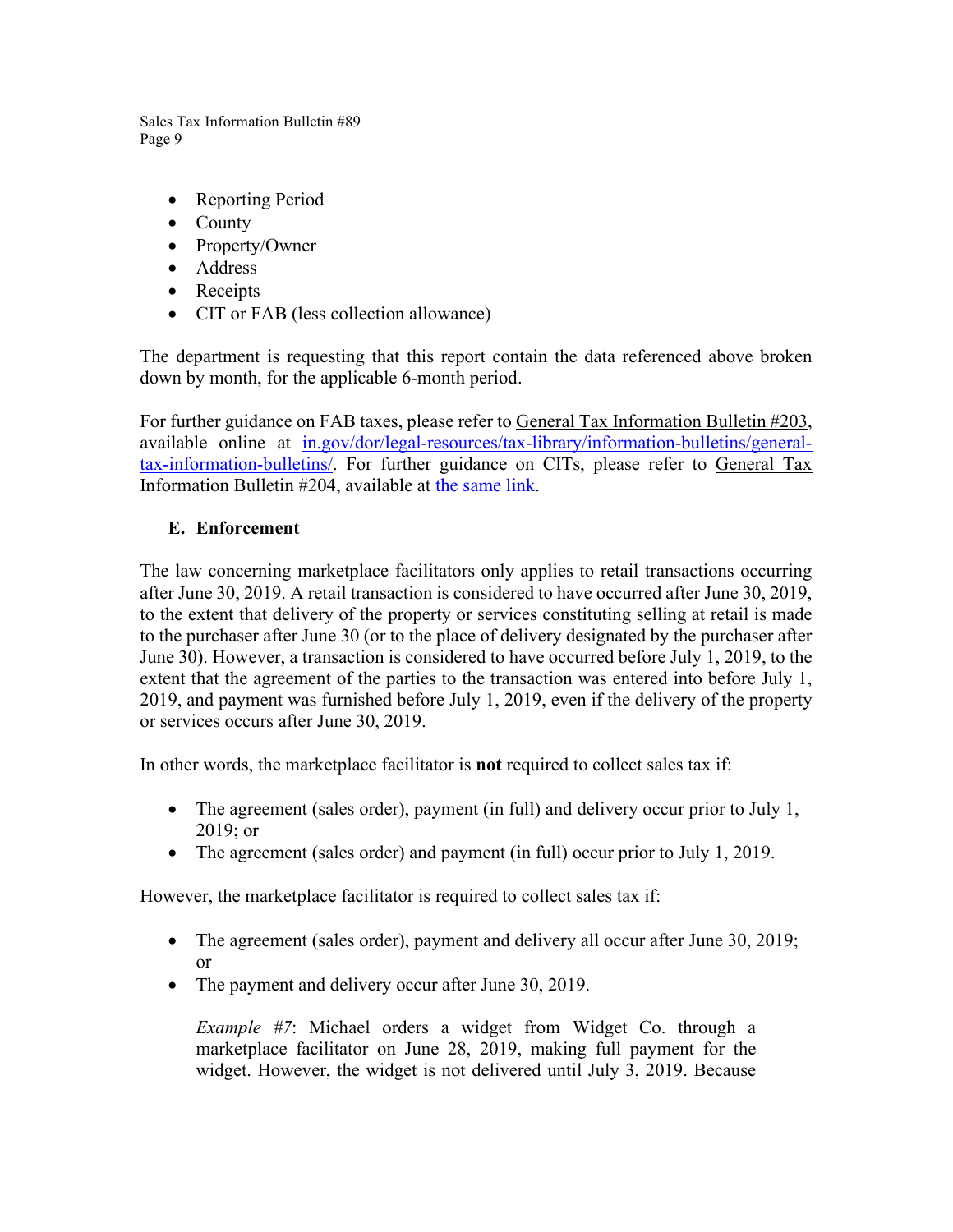- Reporting Period
- County
- Property/Owner
- Address
- Receipts
- CIT or FAB (less collection allowance)

The department is requesting that this report contain the data referenced above broken down by month, for the applicable 6-month period.

For further guidance on FAB taxes, please refer to General Tax Information Bulletin #203, available online at [in.gov/dor/legal-resources/tax-library/information-bulletins/general-tax-information-bulletins/](in.gov/dor/legal-resources/tax-library/information-bulletins/general-tax-information-bulletins/). For further guidance on CITs, please refer to General Tax Information Bulletin #204, available at the same link.

### E. Enforcement

The law concerning marketplace facilitators only applies to retail transactions occurring after June 30, 2019. A retail transaction is considered to have occurred after June 30, 2019, to the extent that delivery of the property or services constituting selling at retail is made to the purchaser after June 30 (or to the place of delivery designated by the purchaser after June 30). However, a transaction is considered to have occurred before July 1, 2019, to the extent that the agreement of the parties to the transaction was entered into before July 1, 2019, and payment was furnished before July 1, 2019, even if the delivery of the property or services occurs after June 30, 2019.

In other words, the marketplace facilitator is **not** required to collect sales tax if:

- The agreement (sales order), payment (in full) and delivery occur prior to July 1, 2019; or
- The agreement (sales order) and payment (in full) occur prior to July 1, 2019.

However, the marketplace facilitator is required to collect sales tax if:

- The agreement (sales order), payment and delivery all occur after June 30, 2019; or
- The payment and delivery occur after June 30, 2019.

> *Example #7*: Michael orders a widget from Widget Co. through a marketplace facilitator on June 28, 2019, making full payment for the widget. However, the widget is not delivered until July 3, 2019. Because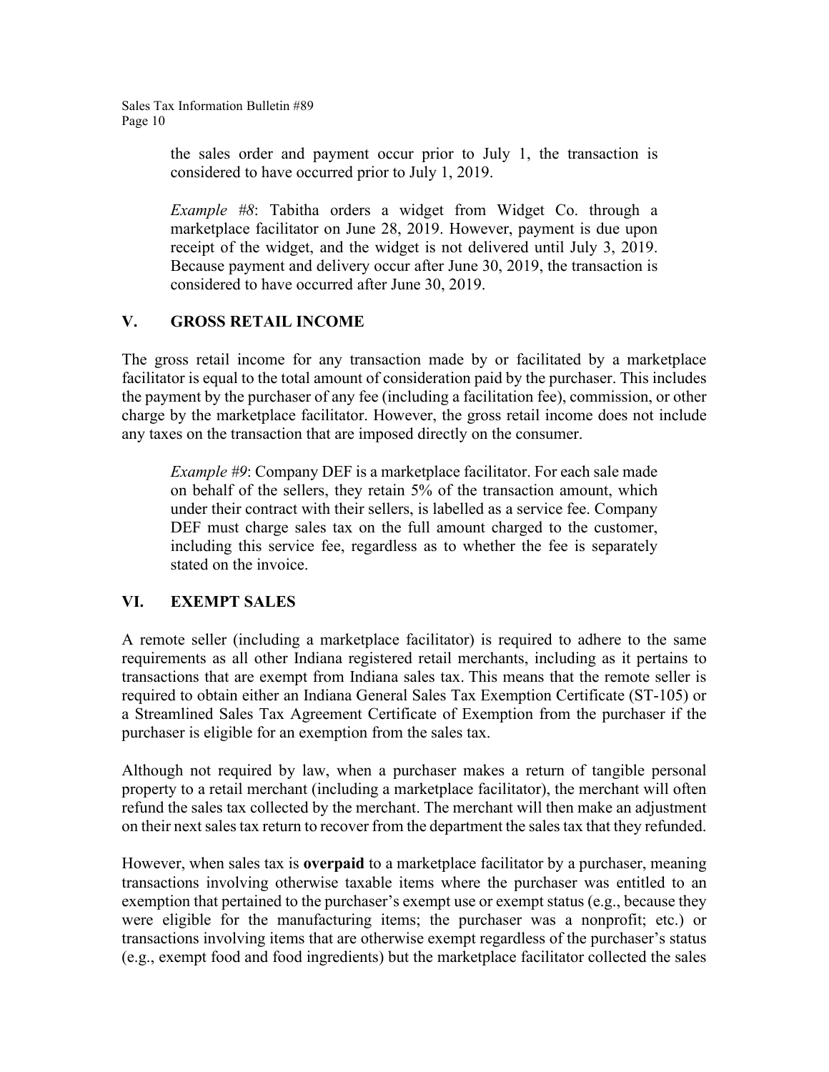the sales order and payment occur prior to July 1, the transaction is considered to have occurred prior to July 1, 2019.

*Example #8*: Tabitha orders a widget from Widget Co. through a marketplace facilitator on June 28, 2019. However, payment is due upon receipt of the widget, and the widget is not delivered until July 3, 2019. Because payment and delivery occur after June 30, 2019, the transaction is considered to have occurred after June 30, 2019.

## V. GROSS RETAIL INCOME

The gross retail income for any transaction made by or facilitated by a marketplace facilitator is equal to the total amount of consideration paid by the purchaser. This includes the payment by the purchaser of any fee (including a facilitation fee), commission, or other charge by the marketplace facilitator. However, the gross retail income does not include any taxes on the transaction that are imposed directly on the consumer.

*Example #9*: Company DEF is a marketplace facilitator. For each sale made on behalf of the sellers, they retain 5% of the transaction amount, which under their contract with their sellers, is labelled as a service fee. Company DEF must charge sales tax on the full amount charged to the customer, including this service fee, regardless as to whether the fee is separately stated on the invoice.

## VI. EXEMPT SALES

A remote seller (including a marketplace facilitator) is required to adhere to the same requirements as all other Indiana registered retail merchants, including as it pertains to transactions that are exempt from Indiana sales tax. This means that the remote seller is required to obtain either an Indiana General Sales Tax Exemption Certificate (ST-105) or a Streamlined Sales Tax Agreement Certificate of Exemption from the purchaser if the purchaser is eligible for an exemption from the sales tax.

Although not required by law, when a purchaser makes a return of tangible personal property to a retail merchant (including a marketplace facilitator), the merchant will often refund the sales tax collected by the merchant. The merchant will then make an adjustment on their next sales tax return to recover from the department the sales tax that they refunded.

However, when sales tax is **overpaid** to a marketplace facilitator by a purchaser, meaning transactions involving otherwise taxable items where the purchaser was entitled to an exemption that pertained to the purchaser's exempt use or exempt status (e.g., because they were eligible for the manufacturing items; the purchaser was a nonprofit; etc.) or transactions involving items that are otherwise exempt regardless of the purchaser's status (e.g., exempt food and food ingredients) but the marketplace facilitator collected the sales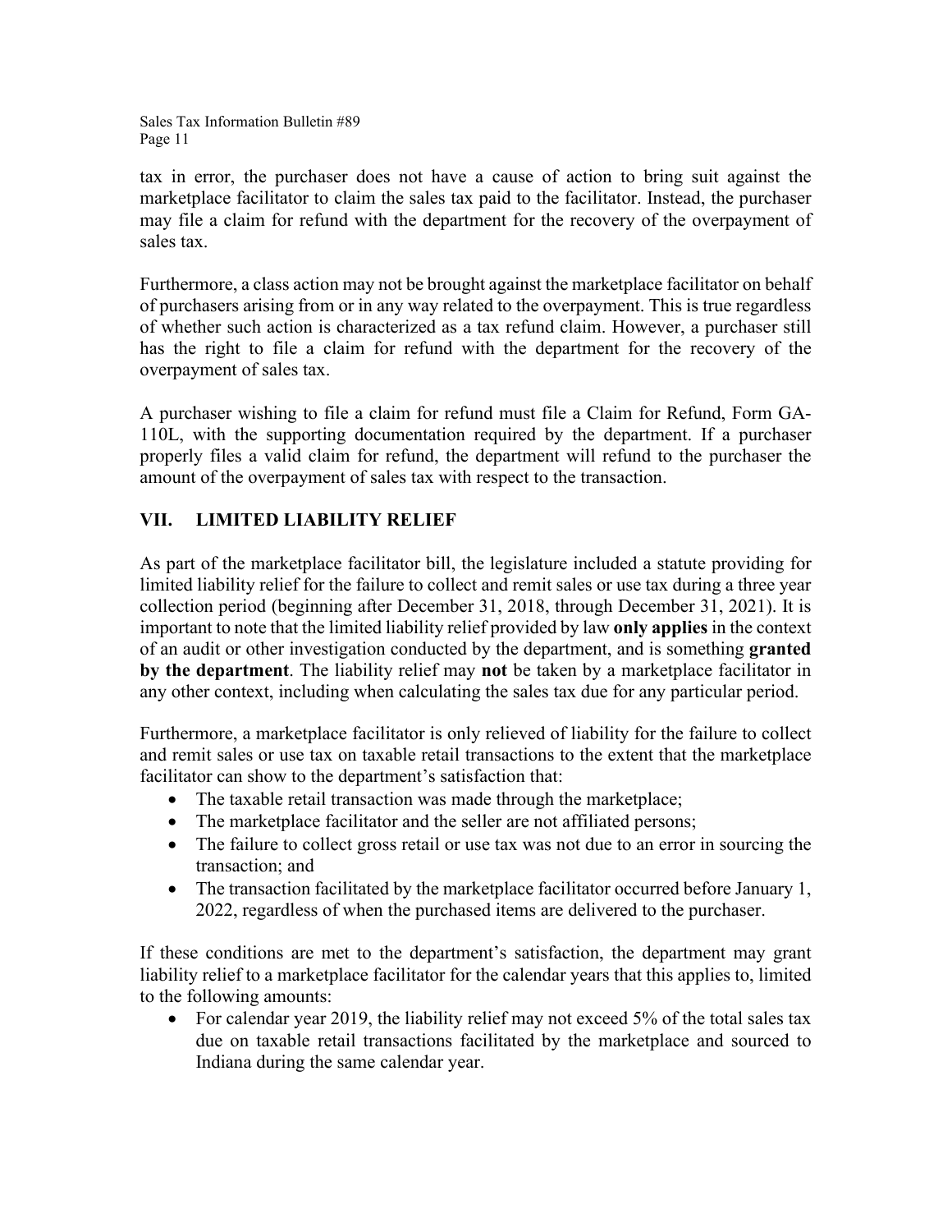tax in error, the purchaser does not have a cause of action to bring suit against the marketplace facilitator to claim the sales tax paid to the facilitator. Instead, the purchaser may file a claim for refund with the department for the recovery of the overpayment of sales tax.

Furthermore, a class action may not be brought against the marketplace facilitator on behalf of purchasers arising from or in any way related to the overpayment. This is true regardless of whether such action is characterized as a tax refund claim. However, a purchaser still has the right to file a claim for refund with the department for the recovery of the overpayment of sales tax.

A purchaser wishing to file a claim for refund must file a Claim for Refund, Form GA-110L, with the supporting documentation required by the department. If a purchaser properly files a valid claim for refund, the department will refund to the purchaser the amount of the overpayment of sales tax with respect to the transaction.

## VII. LIMITED LIABILITY RELIEF

As part of the marketplace facilitator bill, the legislature included a statute providing for limited liability relief for the failure to collect and remit sales or use tax during a three year collection period (beginning after December 31, 2018, through December 31, 2021). It is important to note that the limited liability relief provided by law **only applies** in the context of an audit or other investigation conducted by the department, and is something **granted by the department**. The liability relief may **not** be taken by a marketplace facilitator in any other context, including when calculating the sales tax due for any particular period.

Furthermore, a marketplace facilitator is only relieved of liability for the failure to collect and remit sales or use tax on taxable retail transactions to the extent that the marketplace facilitator can show to the department's satisfaction that:

- The taxable retail transaction was made through the marketplace;
- The marketplace facilitator and the seller are not affiliated persons;
- The failure to collect gross retail or use tax was not due to an error in sourcing the transaction; and
- The transaction facilitated by the marketplace facilitator occurred before January 1, 2022, regardless of when the purchased items are delivered to the purchaser.

If these conditions are met to the department's satisfaction, the department may grant liability relief to a marketplace facilitator for the calendar years that this applies to, limited to the following amounts:

- For calendar year 2019, the liability relief may not exceed 5% of the total sales tax due on taxable retail transactions facilitated by the marketplace and sourced to Indiana during the same calendar year.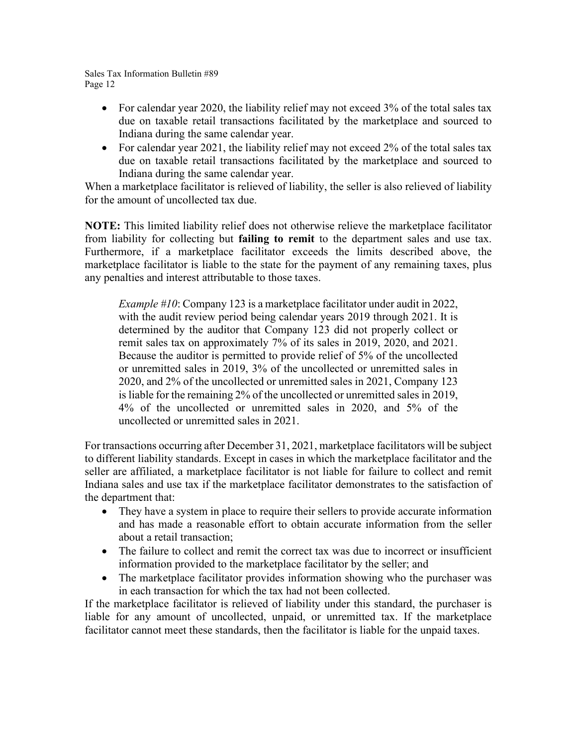- For calendar year 2020, the liability relief may not exceed 3% of the total sales tax due on taxable retail transactions facilitated by the marketplace and sourced to Indiana during the same calendar year.
- For calendar year 2021, the liability relief may not exceed 2% of the total sales tax due on taxable retail transactions facilitated by the marketplace and sourced to Indiana during the same calendar year.

When a marketplace facilitator is relieved of liability, the seller is also relieved of liability for the amount of uncollected tax due.

**NOTE:** This limited liability relief does not otherwise relieve the marketplace facilitator from liability for collecting but **failing to remit** to the department sales and use tax. Furthermore, if a marketplace facilitator exceeds the limits described above, the marketplace facilitator is liable to the state for the payment of any remaining taxes, plus any penalties and interest attributable to those taxes.

> *Example #10*: Company 123 is a marketplace facilitator under audit in 2022, with the audit review period being calendar years 2019 through 2021. It is determined by the auditor that Company 123 did not properly collect or remit sales tax on approximately 7% of its sales in 2019, 2020, and 2021. Because the auditor is permitted to provide relief of 5% of the uncollected or unremitted sales in 2019, 3% of the uncollected or unremitted sales in 2020, and 2% of the uncollected or unremitted sales in 2021, Company 123 is liable for the remaining 2% of the uncollected or unremitted sales in 2019, 4% of the uncollected or unremitted sales in 2020, and 5% of the uncollected or unremitted sales in 2021.

For transactions occurring after December 31, 2021, marketplace facilitators will be subject to different liability standards. Except in cases in which the marketplace facilitator and the seller are affiliated, a marketplace facilitator is not liable for failure to collect and remit Indiana sales and use tax if the marketplace facilitator demonstrates to the satisfaction of the department that:

- They have a system in place to require their sellers to provide accurate information and has made a reasonable effort to obtain accurate information from the seller about a retail transaction;
- The failure to collect and remit the correct tax was due to incorrect or insufficient information provided to the marketplace facilitator by the seller; and
- The marketplace facilitator provides information showing who the purchaser was in each transaction for which the tax had not been collected.

If the marketplace facilitator is relieved of liability under this standard, the purchaser is liable for any amount of uncollected, unpaid, or unremitted tax. If the marketplace facilitator cannot meet these standards, then the facilitator is liable for the unpaid taxes.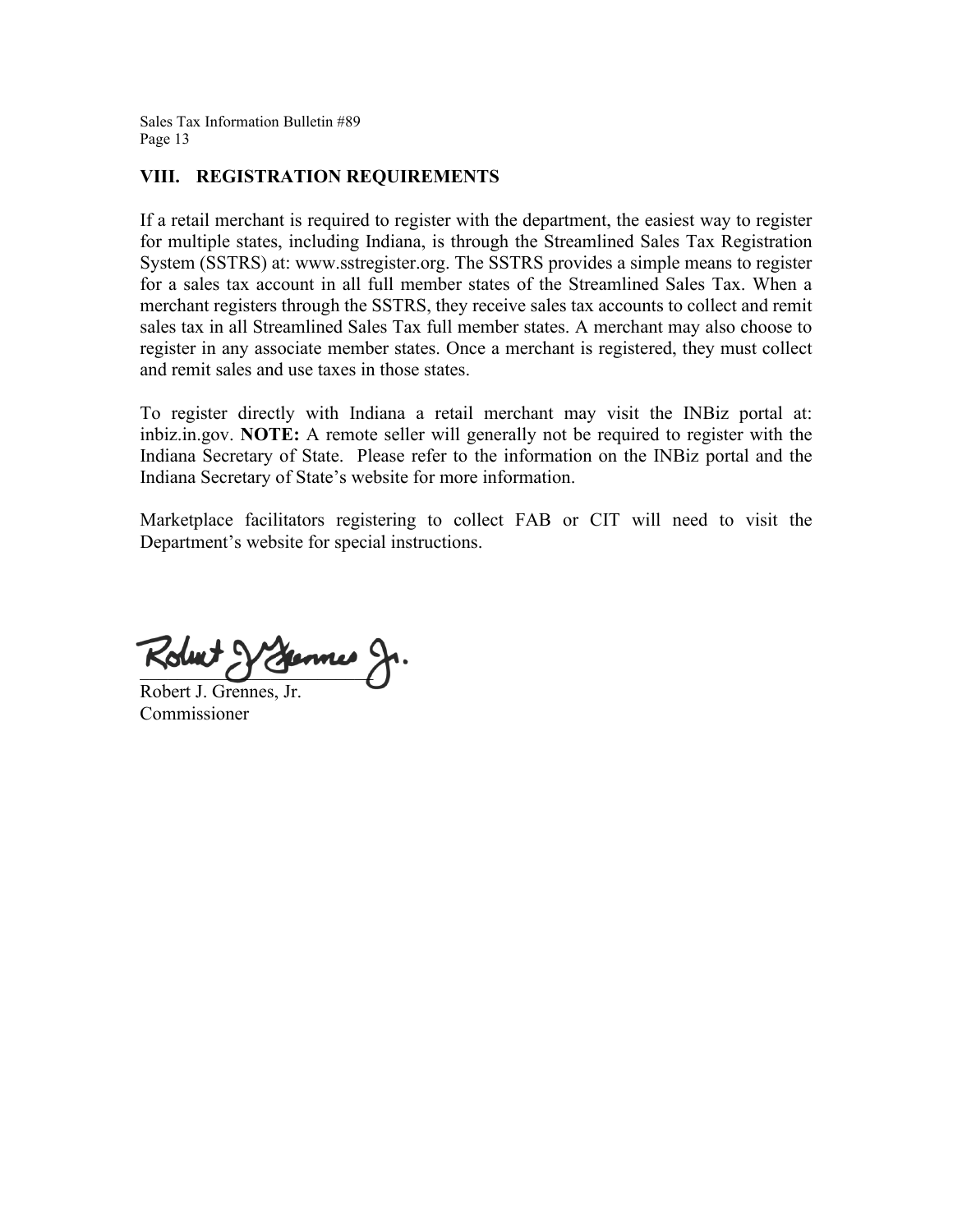## VIII. REGISTRATION REQUIREMENTS

If a retail merchant is required to register with the department, the easiest way to register for multiple states, including Indiana, is through the Streamlined Sales Tax Registration System (SSTRS) at: www.sstregister.org. The SSTRS provides a simple means to register for a sales tax account in all full member states of the Streamlined Sales Tax. When a merchant registers through the SSTRS, they receive sales tax accounts to collect and remit sales tax in all Streamlined Sales Tax full member states. A merchant may also choose to register in any associate member states. Once a merchant is registered, they must collect and remit sales and use taxes in those states.

To register directly with Indiana a retail merchant may visit the INBiz portal at: inbiz.in.gov. **NOTE:** A remote seller will generally not be required to register with the Indiana Secretary of State. Please refer to the information on the INBiz portal and the Indiana Secretary of State's website for more information.

Marketplace facilitators registering to collect FAB or CIT will need to visit the Department's website for special instructions.

Robert J. Grennes, Jr.
Commissioner